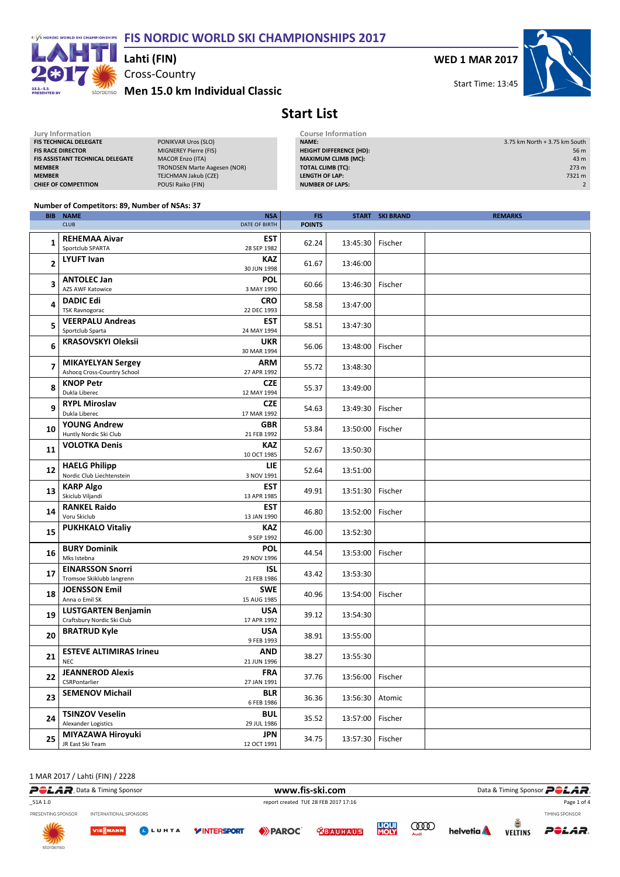# FIS NORDIC WORLD SKI CHAMPIONSHIPS 2017

## Lahti (FIN)

Cross-Country

**Men 15.0 km Individual Classic**

**WED 1 MAR 2017**

Start Time: 13:45

# Start List

| Jury Information | |
|---|---|
| FIS TECHNICAL DELEGATE | PONIKVAR Uros (SLO) |
| FIS RACE DIRECTOR | MIGNEREY Pierre (FIS) |
| FIS ASSISTANT TECHNICAL DELEGATE | MACOR Enzo (ITA) |
| MEMBER | TRONDSEN Marte Aagesen (NOR) |
| MEMBER | TEJCHMAN Jakub (CZE) |
| CHIEF OF COMPETITION | POUSI Raiko (FIN) |

| Course Information | |
|---|---|
| NAME: | 3.75 km North + 3.75 km South |
| HEIGHT DIFFERENCE (HD): | 56 m |
| MAXIMUM CLIMB (MC): | 43 m |
| TOTAL CLIMB (TC): | 273 m |
| LENGTH OF LAP: | 7321 m |
| NUMBER OF LAPS: | 2 |

**Number of Competitors: 89, Number of NSAs: 37**

| BIB | NAME / CLUB | NSA / DATE OF BIRTH | FIS POINTS | START | SKI BRAND | REMARKS |
|---|---|---|---|---|---|---|
| 1 | **REHEMAA Aivar** Sportclub SPARTA | **EST** 28 SEP 1982 | 62.24 | 13:45:30 | Fischer | |
| 2 | **LYUFT Ivan** | **KAZ** 30 JUN 1998 | 61.67 | 13:46:00 | | |
| 3 | **ANTOLEC Jan** AZS AWF Katowice | **POL** 3 MAY 1990 | 60.66 | 13:46:30 | Fischer | |
| 4 | **DADIC Edi** TSK Ravnogorac | **CRO** 22 DEC 1993 | 58.58 | 13:47:00 | | |
| 5 | **VEERPALU Andreas** Sportclub Sparta | **EST** 24 MAY 1994 | 58.51 | 13:47:30 | | |
| 6 | **KRASOVSKYI Oleksii** | **UKR** 30 MAR 1994 | 56.06 | 13:48:00 | Fischer | |
| 7 | **MIKAYELYAN Sergey** Ashocq Cross-Country School | **ARM** 27 APR 1992 | 55.72 | 13:48:30 | | |
| 8 | **KNOP Petr** Dukla Liberec | **CZE** 12 MAY 1994 | 55.37 | 13:49:00 | | |
| 9 | **RYPL Miroslav** Dukla Liberec | **CZE** 17 MAR 1992 | 54.63 | 13:49:30 | Fischer | |
| 10 | **YOUNG Andrew** Huntly Nordic Ski Club | **GBR** 21 FEB 1992 | 53.84 | 13:50:00 | Fischer | |
| 11 | **VOLOTKA Denis** | **KAZ** 10 OCT 1985 | 52.67 | 13:50:30 | | |
| 12 | **HAELG Philipp** Nordic Club Liechtenstein | **LIE** 3 NOV 1991 | 52.64 | 13:51:00 | | |
| 13 | **KARP Algo** Skiclub Viljandi | **EST** 13 APR 1985 | 49.91 | 13:51:30 | Fischer | |
| 14 | **RANKEL Raido** Voru Skiclub | **EST** 13 JAN 1990 | 46.80 | 13:52:00 | Fischer | |
| 15 | **PUKHKALO Vitaliy** | **KAZ** 9 SEP 1992 | 46.00 | 13:52:30 | | |
| 16 | **BURY Dominik** Mks Istebna | **POL** 29 NOV 1996 | 44.54 | 13:53:00 | Fischer | |
| 17 | **EINARSSON Snorri** Tromsoe Skiklubb langrenn | **ISL** 21 FEB 1986 | 43.42 | 13:53:30 | | |
| 18 | **JOENSSON Emil** Anna o Emil SK | **SWE** 15 AUG 1985 | 40.96 | 13:54:00 | Fischer | |
| 19 | **LUSTGARTEN Benjamin** Craftsbury Nordic Ski Club | **USA** 17 APR 1992 | 39.12 | 13:54:30 | | |
| 20 | **BRATRUD Kyle** | **USA** 9 FEB 1993 | 38.91 | 13:55:00 | | |
| 21 | **ESTEVE ALTIMIRAS Irineu** NEC | **AND** 21 JUN 1996 | 38.27 | 13:55:30 | | |
| 22 | **JEANNEROD Alexis** CSRPontarlier | **FRA** 27 JAN 1991 | 37.76 | 13:56:00 | Fischer | |
| 23 | **SEMENOV Michail** | **BLR** 6 FEB 1986 | 36.36 | 13:56:30 | Atomic | |
| 24 | **TSINZOV Veselin** Alexander Logistics | **BUL** 29 JUL 1986 | 35.52 | 13:57:00 | Fischer | |
| 25 | **MIYAZAWA Hiroyuki** JR East Ski Team | **JPN** 12 OCT 1991 | 34.75 | 13:57:30 | Fischer | |

1 MAR 2017 / Lahti (FIN) / 2228

www.fis-ski.com

_51A 1.0 report created TUE 28 FEB 2017 17:16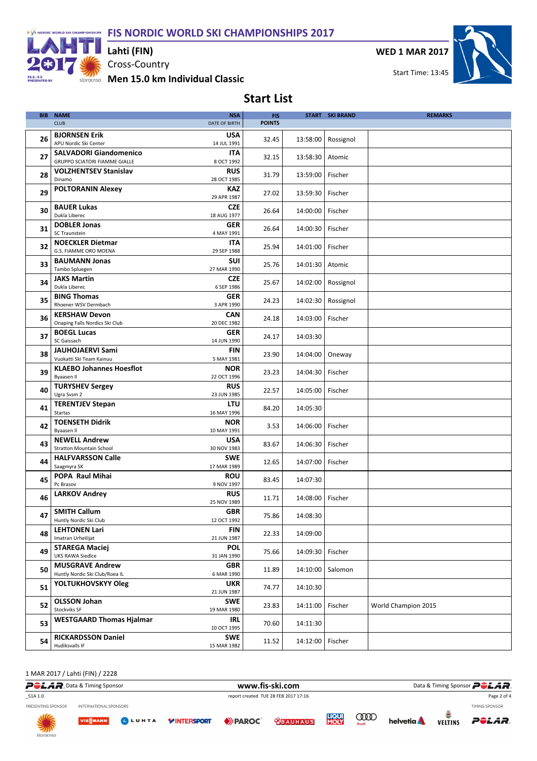# FIS NORDIC WORLD SKI CHAMPIONSHIPS 2017

**Lahti (FIN)**

Cross-Country

**Men 15.0 km Individual Classic**

**WED 1 MAR 2017**

Start Time: 13:45

## Start List

| BIB | NAME / CLUB | NSA / DATE OF BIRTH | FIS POINTS | START | SKI BRAND | REMARKS |
|---|---|---|---|---|---|---|
| 26 | **BJORNSEN Erik** APU Nordic Ski Center | **USA** 14 JUL 1991 | 32.45 | 13:58:00 | Rossignol | |
| 27 | **SALVADORI Giandomenico** GRUPPO SCIATORI FIAMME GIALLE | **ITA** 8 OCT 1992 | 32.15 | 13:58:30 | Atomic | |
| 28 | **VOLZHENTSEV Stanislav** Dinamo | **RUS** 28 OCT 1985 | 31.79 | 13:59:00 | Fischer | |
| 29 | **POLTORANIN Alexey** | **KAZ** 29 APR 1987 | 27.02 | 13:59:30 | Fischer | |
| 30 | **BAUER Lukas** Dukla Liberec | **CZE** 18 AUG 1977 | 26.64 | 14:00:00 | Fischer | |
| 31 | **DOBLER Jonas** SC Traunstein | **GER** 4 MAY 1991 | 26.64 | 14:00:30 | Fischer | |
| 32 | **NOECKLER Dietmar** G.S. FIAMME ORO MOENA | **ITA** 29 SEP 1988 | 25.94 | 14:01:00 | Fischer | |
| 33 | **BAUMANN Jonas** Tambo Spluegen | **SUI** 27 MAR 1990 | 25.76 | 14:01:30 | Atomic | |
| 34 | **JAKS Martin** Dukla Liberec | **CZE** 6 SEP 1986 | 25.67 | 14:02:00 | Rossignol | |
| 35 | **BING Thomas** Rhoener WSV Dermbach | **GER** 3 APR 1990 | 24.23 | 14:02:30 | Rossignol | |
| 36 | **KERSHAW Devon** Onaping Falls Nordics Ski Club | **CAN** 20 DEC 1982 | 24.18 | 14:03:00 | Fischer | |
| 37 | **BOEGL Lucas** SC Gaissach | **GER** 14 JUN 1990 | 24.17 | 14:03:30 | | |
| 38 | **JAUHOJAERVI Sami** Vuokatti Ski Team Kainuu | **FIN** 5 MAY 1981 | 23.90 | 14:04:00 | Oneway | |
| 39 | **KLAEBO Johannes Hoesflot** Byaasen Il | **NOR** 22 OCT 1996 | 23.23 | 14:04:30 | Fischer | |
| 40 | **TURYSHEV Sergey** Ugra Svsm 2 | **RUS** 23 JUN 1985 | 22.57 | 14:05:00 | Fischer | |
| 41 | **TERENTJEV Stepan** Startas | **LTU** 16 MAY 1996 | 84.20 | 14:05:30 | | |
| 42 | **TOENSETH Didrik** Byaasen Il | **NOR** 10 MAY 1991 | 3.53 | 14:06:00 | Fischer | |
| 43 | **NEWELL Andrew** Stratton Mountain School | **USA** 30 NOV 1983 | 83.67 | 14:06:30 | Fischer | |
| 44 | **HALFVARSSON Calle** Saagmyra SK | **SWE** 17 MAR 1989 | 12.65 | 14:07:00 | Fischer | |
| 45 | **POPA Raul Mihai** Pc Brasov | **ROU** 9 NOV 1997 | 83.45 | 14:07:30 | | |
| 46 | **LARKOV Andrey** | **RUS** 25 NOV 1989 | 11.71 | 14:08:00 | Fischer | |
| 47 | **SMITH Callum** Huntly Nordic Ski Club | **GBR** 12 OCT 1992 | 75.86 | 14:08:30 | | |
| 48 | **LEHTONEN Lari** Imatran Urheilijat | **FIN** 21 JUN 1987 | 22.33 | 14:09:00 | | |
| 49 | **STAREGA Maciej** UKS RAWA Siedlce | **POL** 31 JAN 1990 | 75.66 | 14:09:30 | Fischer | |
| 50 | **MUSGRAVE Andrew** Huntly Nordic Ski Club/Roea IL | **GBR** 6 MAR 1990 | 11.89 | 14:10:00 | Salomon | |
| 51 | **YOLTUKHOVSKYY Oleg** | **UKR** 21 JUN 1987 | 74.77 | 14:10:30 | | |
| 52 | **OLSSON Johan** Stockviks SF | **SWE** 19 MAR 1980 | 23.83 | 14:11:00 | Fischer | World Champion 2015 |
| 53 | **WESTGAARD Thomas Hjalmar** | **IRL** 10 OCT 1995 | 70.60 | 14:11:30 | | |
| 54 | **RICKARDSSON Daniel** Hudiksvalls IF | **SWE** 15 MAR 1982 | 11.52 | 14:12:00 | Fischer | |

1 MAR 2017 / Lahti (FIN) / 2228

www.fis-ski.com

_51A 1.0 — report created TUE 28 FEB 2017 17:16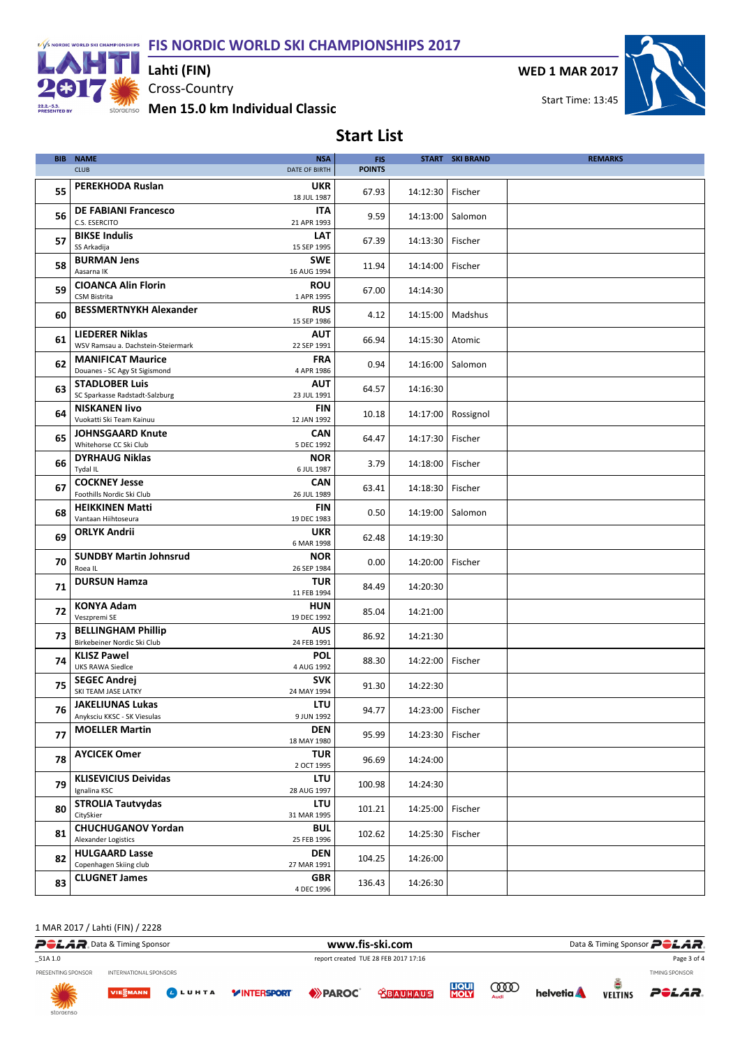# FIS NORDIC WORLD SKI CHAMPIONSHIPS 2017

**Lahti (FIN)**

Cross-Country

**Men 15.0 km Individual Classic**

**WED 1 MAR 2017**

Start Time: 13:45

## Start List

| BIB | NAME / CLUB | NSA / DATE OF BIRTH | FIS POINTS | START | SKI BRAND | REMARKS |
|---|---|---|---|---|---|---|
| 55 | **PEREKHODA Ruslan** | **UKR** 18 JUL 1987 | 67.93 | 14:12:30 | Fischer | |
| 56 | **DE FABIANI Francesco** C.S. ESERCITO | **ITA** 21 APR 1993 | 9.59 | 14:13:00 | Salomon | |
| 57 | **BIKSE Indulis** SS Arkadija | **LAT** 15 SEP 1995 | 67.39 | 14:13:30 | Fischer | |
| 58 | **BURMAN Jens** Aasarna IK | **SWE** 16 AUG 1994 | 11.94 | 14:14:00 | Fischer | |
| 59 | **CIOANCA Alin Florin** CSM Bistrita | **ROU** 1 APR 1995 | 67.00 | 14:14:30 | | |
| 60 | **BESSMERTNYKH Alexander** | **RUS** 15 SEP 1986 | 4.12 | 14:15:00 | Madshus | |
| 61 | **LIEDERER Niklas** WSV Ramsau a. Dachstein-Steiermark | **AUT** 22 SEP 1991 | 66.94 | 14:15:30 | Atomic | |
| 62 | **MANIFICAT Maurice** Douanes - SC Agy St Sigismond | **FRA** 4 APR 1986 | 0.94 | 14:16:00 | Salomon | |
| 63 | **STADLOBER Luis** SC Sparkasse Radstadt-Salzburg | **AUT** 23 JUL 1991 | 64.57 | 14:16:30 | | |
| 64 | **NISKANEN Iivo** Vuokatti Ski Team Kainuu | **FIN** 12 JAN 1992 | 10.18 | 14:17:00 | Rossignol | |
| 65 | **JOHNSGAARD Knute** Whitehorse CC Ski Club | **CAN** 5 DEC 1992 | 64.47 | 14:17:30 | Fischer | |
| 66 | **DYRHAUG Niklas** Tydal IL | **NOR** 6 JUL 1987 | 3.79 | 14:18:00 | Fischer | |
| 67 | **COCKNEY Jesse** Foothills Nordic Ski Club | **CAN** 26 JUL 1989 | 63.41 | 14:18:30 | Fischer | |
| 68 | **HEIKKINEN Matti** Vantaan Hiihtoseura | **FIN** 19 DEC 1983 | 0.50 | 14:19:00 | Salomon | |
| 69 | **ORLYK Andrii** | **UKR** 6 MAR 1998 | 62.48 | 14:19:30 | | |
| 70 | **SUNDBY Martin Johnsrud** Roea IL | **NOR** 26 SEP 1984 | 0.00 | 14:20:00 | Fischer | |
| 71 | **DURSUN Hamza** | **TUR** 11 FEB 1994 | 84.49 | 14:20:30 | | |
| 72 | **KONYA Adam** Veszpremi SE | **HUN** 19 DEC 1992 | 85.04 | 14:21:00 | | |
| 73 | **BELLINGHAM Phillip** Birkebeiner Nordic Ski Club | **AUS** 24 FEB 1991 | 86.92 | 14:21:30 | | |
| 74 | **KLISZ Pawel** UKS RAWA Siedlce | **POL** 4 AUG 1992 | 88.30 | 14:22:00 | Fischer | |
| 75 | **SEGEC Andrej** SKI TEAM JASE LATKY | **SVK** 24 MAY 1994 | 91.30 | 14:22:30 | | |
| 76 | **JAKELIUNAS Lukas** Anyksciu KKSC - SK Viesulas | **LTU** 9 JUN 1992 | 94.77 | 14:23:00 | Fischer | |
| 77 | **MOELLER Martin** | **DEN** 18 MAY 1980 | 95.99 | 14:23:30 | Fischer | |
| 78 | **AYCICEK Omer** | **TUR** 2 OCT 1995 | 96.69 | 14:24:00 | | |
| 79 | **KLISEVICIUS Deividas** Ignalina KSC | **LTU** 28 AUG 1997 | 100.98 | 14:24:30 | | |
| 80 | **STROLIA Tautvydas** CitySkier | **LTU** 31 MAR 1995 | 101.21 | 14:25:00 | Fischer | |
| 81 | **CHUCHUGANOV Yordan** Alexander Logistics | **BUL** 25 FEB 1996 | 102.62 | 14:25:30 | Fischer | |
| 82 | **HULGAARD Lasse** Copenhagen Skiing club | **DEN** 27 MAR 1991 | 104.25 | 14:26:00 | | |
| 83 | **CLUGNET James** | **GBR** 4 DEC 1996 | 136.43 | 14:26:30 | | |

1 MAR 2017 / Lahti (FIN) / 2228

www.fis-ski.com

_51A 1.0 — report created TUE 28 FEB 2017 17:16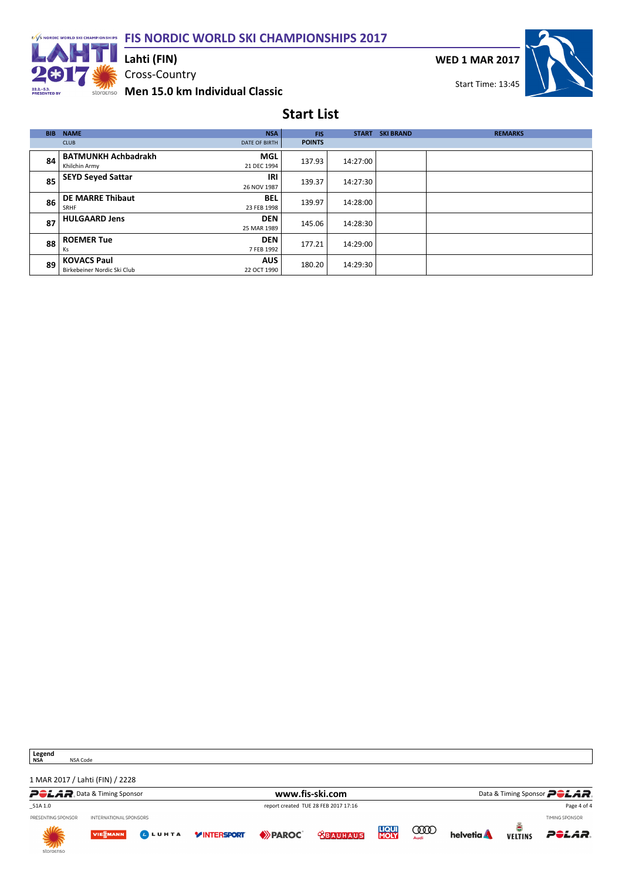# FIS NORDIC WORLD SKI CHAMPIONSHIPS 2017

**Lahti (FIN)**

Cross-Country

**Men 15.0 km Individual Classic**

**WED 1 MAR 2017**

Start Time: 13:45

## Start List

| BIB | NAME / CLUB | NSA / DATE OF BIRTH | FIS POINTS | START | SKI BRAND | REMARKS |
|---|---|---|---|---|---|---|
| 84 | **BATMUNKH Achbadrakh** Khilchin Army | **MGL** 21 DEC 1994 | 137.93 | 14:27:00 | | |
| 85 | **SEYD Seyed Sattar** | **IRI** 26 NOV 1987 | 139.37 | 14:27:30 | | |
| 86 | **DE MARRE Thibaut** SRHF | **BEL** 23 FEB 1998 | 139.97 | 14:28:00 | | |
| 87 | **HULGAARD Jens** | **DEN** 25 MAR 1989 | 145.06 | 14:28:30 | | |
| 88 | **ROEMER Tue** Ks | **DEN** 7 FEB 1992 | 177.21 | 14:29:00 | | |
| 89 | **KOVACS Paul** Birkebeiner Nordic Ski Club | **AUS** 22 OCT 1990 | 180.20 | 14:29:30 | | |

**Legend**
**NSA** NSA Code

1 MAR 2017 / Lahti (FIN) / 2228

_51A 1.0

report created TUE 28 FEB 2017 17:16